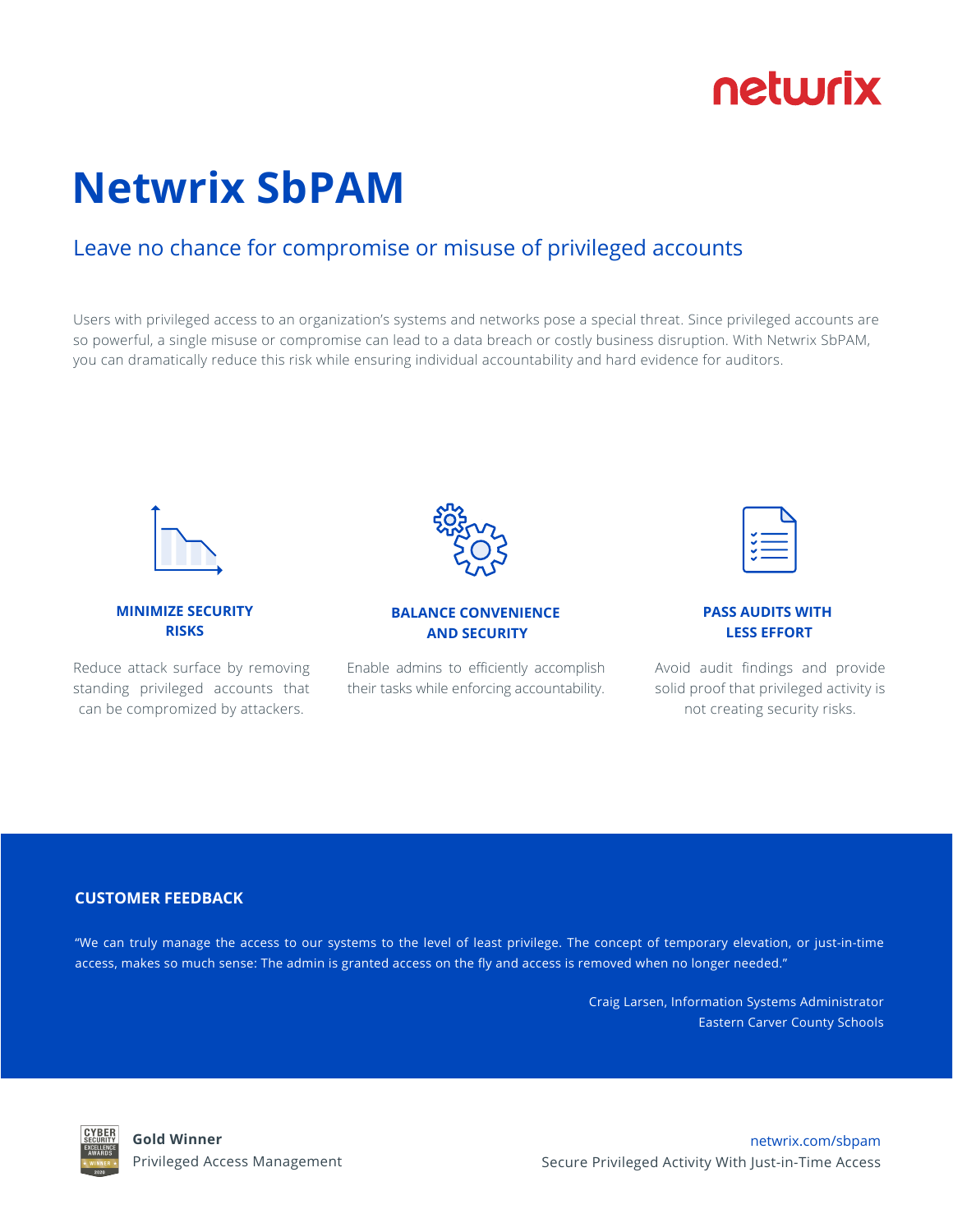netwrix

# Netwrix SbPAM

## Leave no chance for compromise or misuse of privileged accounts

Users with privileged access to an organization's systems and networks pose a special threat. Since privileged accounts are so powerful, a single misuse or compromise can lead to a data breach or costly business disruption. With Netwrix SbPAM, you can dramatically reduce this risk while ensuring individual accountability and hard evidence for auditors.

### MINIMIZE SECURITY RISKS

Reduce attack surface by removing standing privileged accounts that can be compromized by attackers.

### BALANCE CONVENIENCE AND SECURITY

Enable admins to efficiently accomplish their tasks while enforcing accountability.

### PASS AUDITS WITH LESS EFFORT

Avoid audit findings and provide solid proof that privileged activity is not creating security risks.

### CUSTOMER FEEDBACK

"We can truly manage the access to our systems to the level of least privilege. The concept of temporary elevation, or just-in-time access, makes so much sense: The admin is granted access on the fly and access is removed when no longer needed."

Craig Larsen, Information Systems Administrator
Eastern Carver County Schools

**Gold Winner**
Privileged Access Management

netwrix.com/sbpam
Secure Privileged Activity With Just-in-Time Access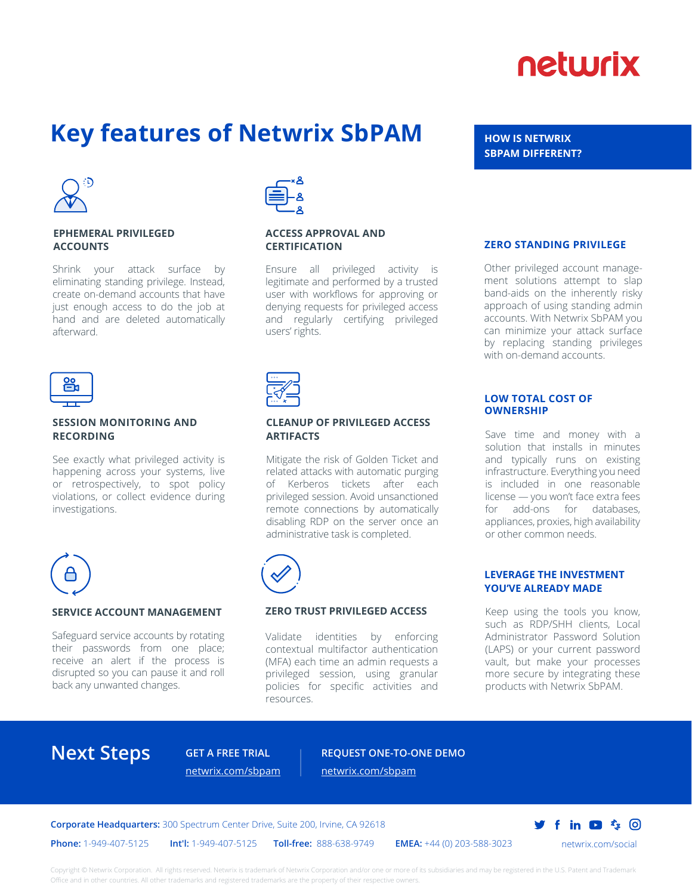# Key features of Netwrix SbPAM

### EPHEMERAL PRIVILEGED ACCOUNTS

Shrink your attack surface by eliminating standing privilege. Instead, create on-demand accounts that have just enough access to do the job at hand and are deleted automatically afterward.

### ACCESS APPROVAL AND CERTIFICATION

Ensure all privileged activity is legitimate and performed by a trusted user with workflows for approving or denying requests for privileged access and regularly certifying privileged users' rights.

### SESSION MONITORING AND RECORDING

See exactly what privileged activity is happening across your systems, live or retrospectively, to spot policy violations, or collect evidence during investigations.

### CLEANUP OF PRIVILEGED ACCESS ARTIFACTS

Mitigate the risk of Golden Ticket and related attacks with automatic purging of Kerberos tickets after each privileged session. Avoid unsanctioned remote connections by automatically disabling RDP on the server once an administrative task is completed.

### SERVICE ACCOUNT MANAGEMENT

Safeguard service accounts by rotating their passwords from one place; receive an alert if the process is disrupted so you can pause it and roll back any unwanted changes.

### ZERO TRUST PRIVILEGED ACCESS

Validate identities by enforcing contextual multifactor authentication (MFA) each time an admin requests a privileged session, using granular policies for specific activities and resources.

## HOW IS NETWRIX SBPAM DIFFERENT?

### ZERO STANDING PRIVILEGE

Other privileged account management solutions attempt to slap band-aids on the inherently risky approach of using standing admin accounts. With Netwrix SbPAM you can minimize your attack surface by replacing standing privileges with on-demand accounts.

### LOW TOTAL COST OF OWNERSHIP

Save time and money with a solution that installs in minutes and typically runs on existing infrastructure. Everything you need is included in one reasonable license — you won't face extra fees for add-ons for databases, appliances, proxies, high availability or other common needs.

### LEVERAGE THE INVESTMENT YOU'VE ALREADY MADE

Keep using the tools you know, such as RDP/SHH clients, Local Administrator Password Solution (LAPS) or your current password vault, but make your processes more secure by integrating these products with Netwrix SbPAM.

## Next Steps

**GET A FREE TRIAL**
netwrix.com/sbpam

**REQUEST ONE-TO-ONE DEMO**
netwrix.com/sbpam

**Corporate Headquarters:** 300 Spectrum Center Drive, Suite 200, Irvine, CA 92618

**Phone:** 1-949-407-5125 **Int'l:** 1-949-407-5125 **Toll-free:** 888-638-9749 **EMEA:** +44 (0) 203-588-3023

netwrix.com/social

Copyright © Netwrix Corporation. All rights reserved. Netwrix is trademark of Netwrix Corporation and/or one or more of its subsidiaries and may be registered in the U.S. Patent and Trademark Office and in other countries. All other trademarks and registered trademarks are the property of their respective owners.